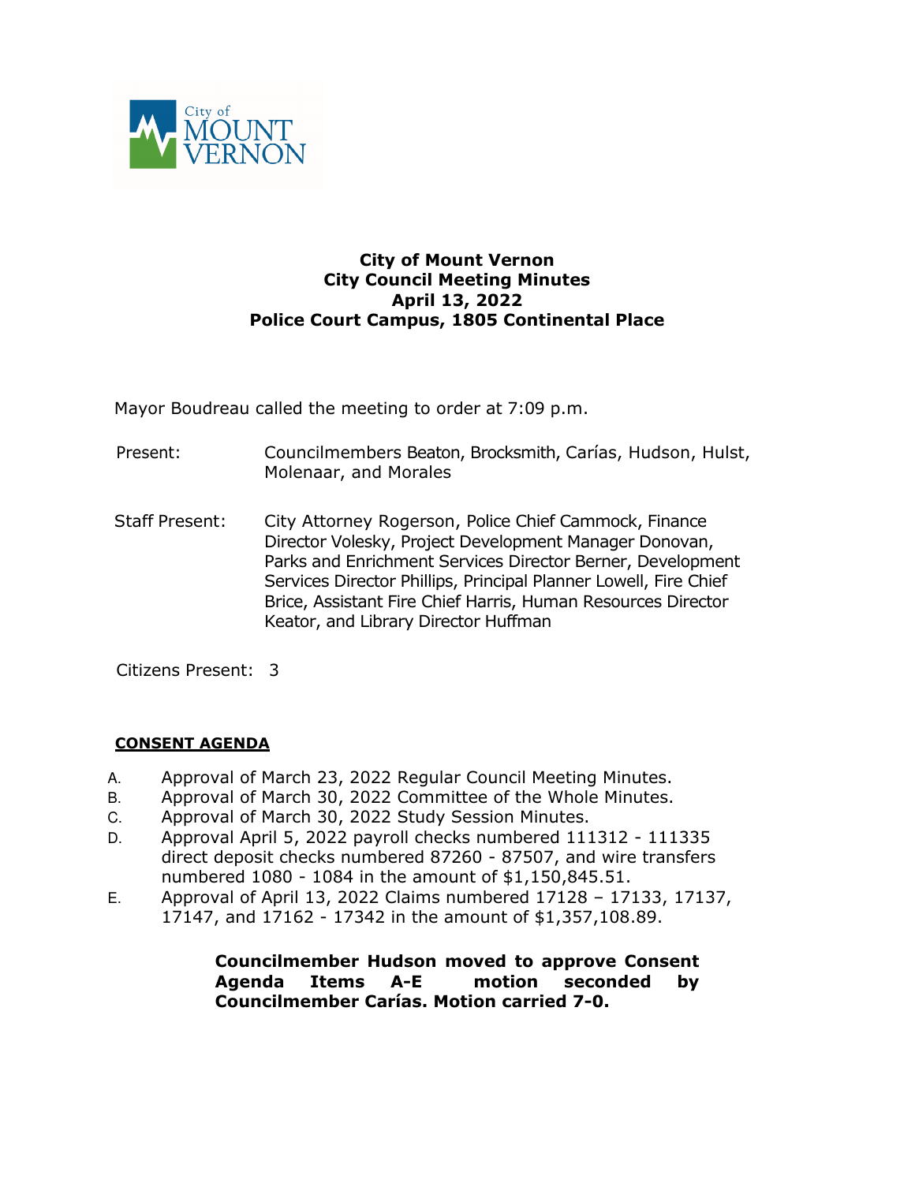# City of Mount Vernon
## City Council Meeting Minutes
## April 13, 2022
## Police Court Campus, 1805 Continental Place

Mayor Boudreau called the meeting to order at 7:09 p.m.

Present: Councilmembers Beaton, Brocksmith, Carías, Hudson, Hulst, Molenaar, and Morales

Staff Present: City Attorney Rogerson, Police Chief Cammock, Finance Director Volesky, Project Development Manager Donovan, Parks and Enrichment Services Director Berner, Development Services Director Phillips, Principal Planner Lowell, Fire Chief Brice, Assistant Fire Chief Harris, Human Resources Director Keator, and Library Director Huffman

Citizens Present: 3

**CONSENT AGENDA**

A. Approval of March 23, 2022 Regular Council Meeting Minutes.
B. Approval of March 30, 2022 Committee of the Whole Minutes.
C. Approval of March 30, 2022 Study Session Minutes.
D. Approval April 5, 2022 payroll checks numbered 111312 - 111335 direct deposit checks numbered 87260 - 87507, and wire transfers numbered 1080 - 1084 in the amount of $1,150,845.51.
E. Approval of April 13, 2022 Claims numbered 17128 – 17133, 17137, 17147, and 17162 - 17342 in the amount of $1,357,108.89.

**Councilmember Hudson moved to approve Consent Agenda Items A-E motion seconded by Councilmember Carías. Motion carried 7-0.**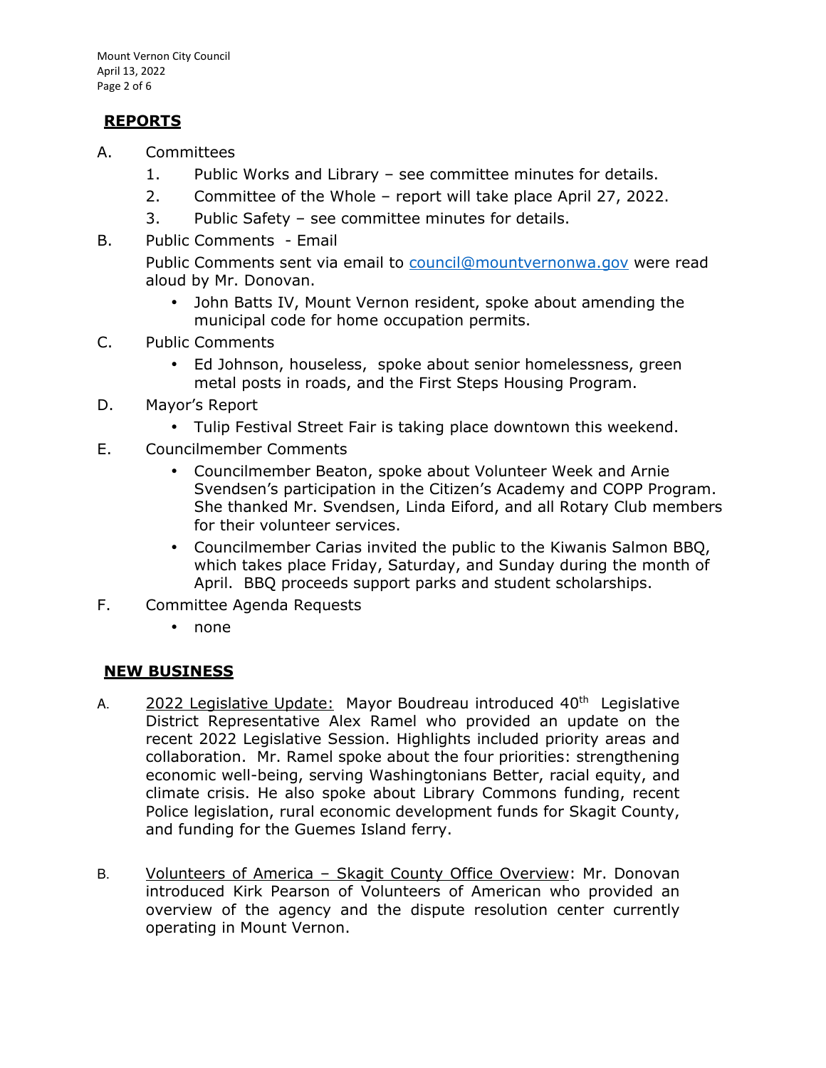## REPORTS

A. Committees

1. Public Works and Library – see committee minutes for details.
2. Committee of the Whole – report will take place April 27, 2022.
3. Public Safety – see committee minutes for details.

B. Public Comments - Email

Public Comments sent via email to council@mountvernonwa.gov were read aloud by Mr. Donovan.

- John Batts IV, Mount Vernon resident, spoke about amending the municipal code for home occupation permits.

C. Public Comments

- Ed Johnson, houseless, spoke about senior homelessness, green metal posts in roads, and the First Steps Housing Program.

D. Mayor's Report

- Tulip Festival Street Fair is taking place downtown this weekend.

E. Councilmember Comments

- Councilmember Beaton, spoke about Volunteer Week and Arnie Svendsen's participation in the Citizen's Academy and COPP Program. She thanked Mr. Svendsen, Linda Eiford, and all Rotary Club members for their volunteer services.
- Councilmember Carias invited the public to the Kiwanis Salmon BBQ, which takes place Friday, Saturday, and Sunday during the month of April. BBQ proceeds support parks and student scholarships.

F. Committee Agenda Requests

- none

## NEW BUSINESS

A. 2022 Legislative Update: Mayor Boudreau introduced 40th Legislative District Representative Alex Ramel who provided an update on the recent 2022 Legislative Session. Highlights included priority areas and collaboration. Mr. Ramel spoke about the four priorities: strengthening economic well-being, serving Washingtonians Better, racial equity, and climate crisis. He also spoke about Library Commons funding, recent Police legislation, rural economic development funds for Skagit County, and funding for the Guemes Island ferry.

B. Volunteers of America – Skagit County Office Overview: Mr. Donovan introduced Kirk Pearson of Volunteers of American who provided an overview of the agency and the dispute resolution center currently operating in Mount Vernon.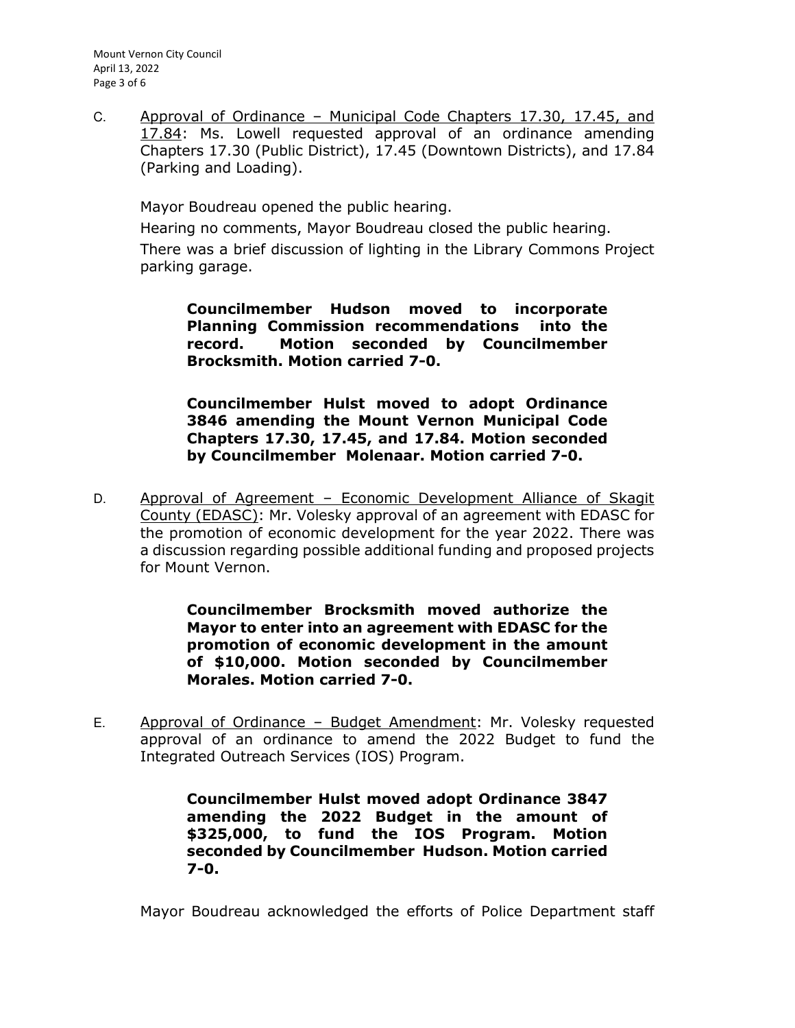C. <u>Approval of Ordinance – Municipal Code Chapters 17.30, 17.45, and 17.84</u>: Ms. Lowell requested approval of an ordinance amending Chapters 17.30 (Public District), 17.45 (Downtown Districts), and 17.84 (Parking and Loading).

Mayor Boudreau opened the public hearing.

Hearing no comments, Mayor Boudreau closed the public hearing.

There was a brief discussion of lighting in the Library Commons Project parking garage.

> **Councilmember Hudson moved to incorporate Planning Commission recommendations into the record. Motion seconded by Councilmember Brocksmith. Motion carried 7-0.**

> **Councilmember Hulst moved to adopt Ordinance 3846 amending the Mount Vernon Municipal Code Chapters 17.30, 17.45, and 17.84. Motion seconded by Councilmember Molenaar. Motion carried 7-0.**

D. <u>Approval of Agreement – Economic Development Alliance of Skagit County (EDASC)</u>: Mr. Volesky approval of an agreement with EDASC for the promotion of economic development for the year 2022. There was a discussion regarding possible additional funding and proposed projects for Mount Vernon.

> **Councilmember Brocksmith moved authorize the Mayor to enter into an agreement with EDASC for the promotion of economic development in the amount of $10,000. Motion seconded by Councilmember Morales. Motion carried 7-0.**

E. <u>Approval of Ordinance – Budget Amendment</u>: Mr. Volesky requested approval of an ordinance to amend the 2022 Budget to fund the Integrated Outreach Services (IOS) Program.

> **Councilmember Hulst moved adopt Ordinance 3847 amending the 2022 Budget in the amount of $325,000, to fund the IOS Program. Motion seconded by Councilmember Hudson. Motion carried 7-0.**

Mayor Boudreau acknowledged the efforts of Police Department staff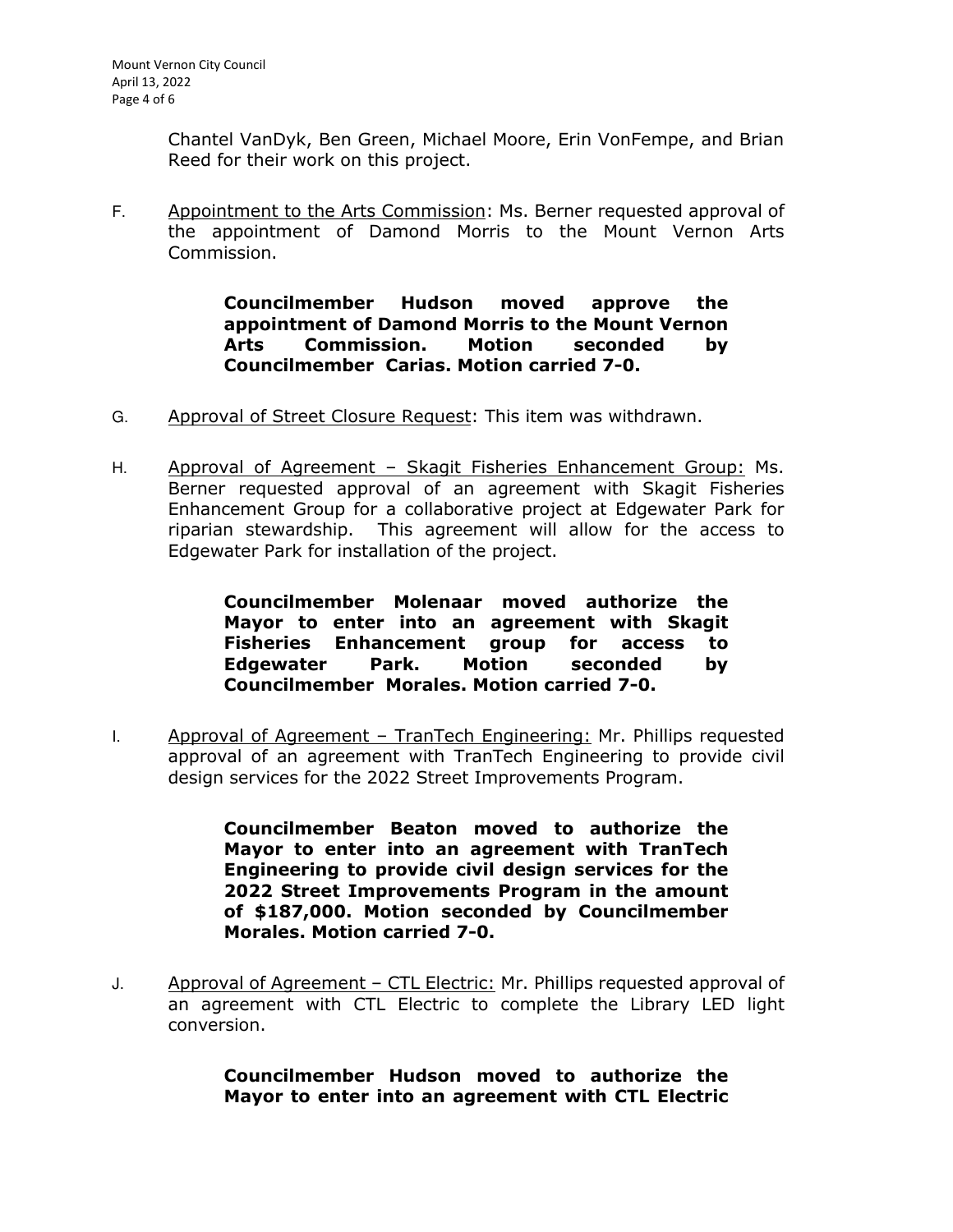Chantel VanDyk, Ben Green, Michael Moore, Erin VonFempe, and Brian Reed for their work on this project.

F. Appointment to the Arts Commission: Ms. Berner requested approval of the appointment of Damond Morris to the Mount Vernon Arts Commission.

> **Councilmember Hudson moved approve the appointment of Damond Morris to the Mount Vernon Arts Commission. Motion seconded by Councilmember Carias. Motion carried 7-0.**

G. Approval of Street Closure Request: This item was withdrawn.

H. Approval of Agreement – Skagit Fisheries Enhancement Group: Ms. Berner requested approval of an agreement with Skagit Fisheries Enhancement Group for a collaborative project at Edgewater Park for riparian stewardship. This agreement will allow for the access to Edgewater Park for installation of the project.

> **Councilmember Molenaar moved authorize the Mayor to enter into an agreement with Skagit Fisheries Enhancement group for access to Edgewater Park. Motion seconded by Councilmember Morales. Motion carried 7-0.**

I. Approval of Agreement – TranTech Engineering: Mr. Phillips requested approval of an agreement with TranTech Engineering to provide civil design services for the 2022 Street Improvements Program.

> **Councilmember Beaton moved to authorize the Mayor to enter into an agreement with TranTech Engineering to provide civil design services for the 2022 Street Improvements Program in the amount of $187,000. Motion seconded by Councilmember Morales. Motion carried 7-0.**

J. Approval of Agreement – CTL Electric: Mr. Phillips requested approval of an agreement with CTL Electric to complete the Library LED light conversion.

> **Councilmember Hudson moved to authorize the Mayor to enter into an agreement with CTL Electric**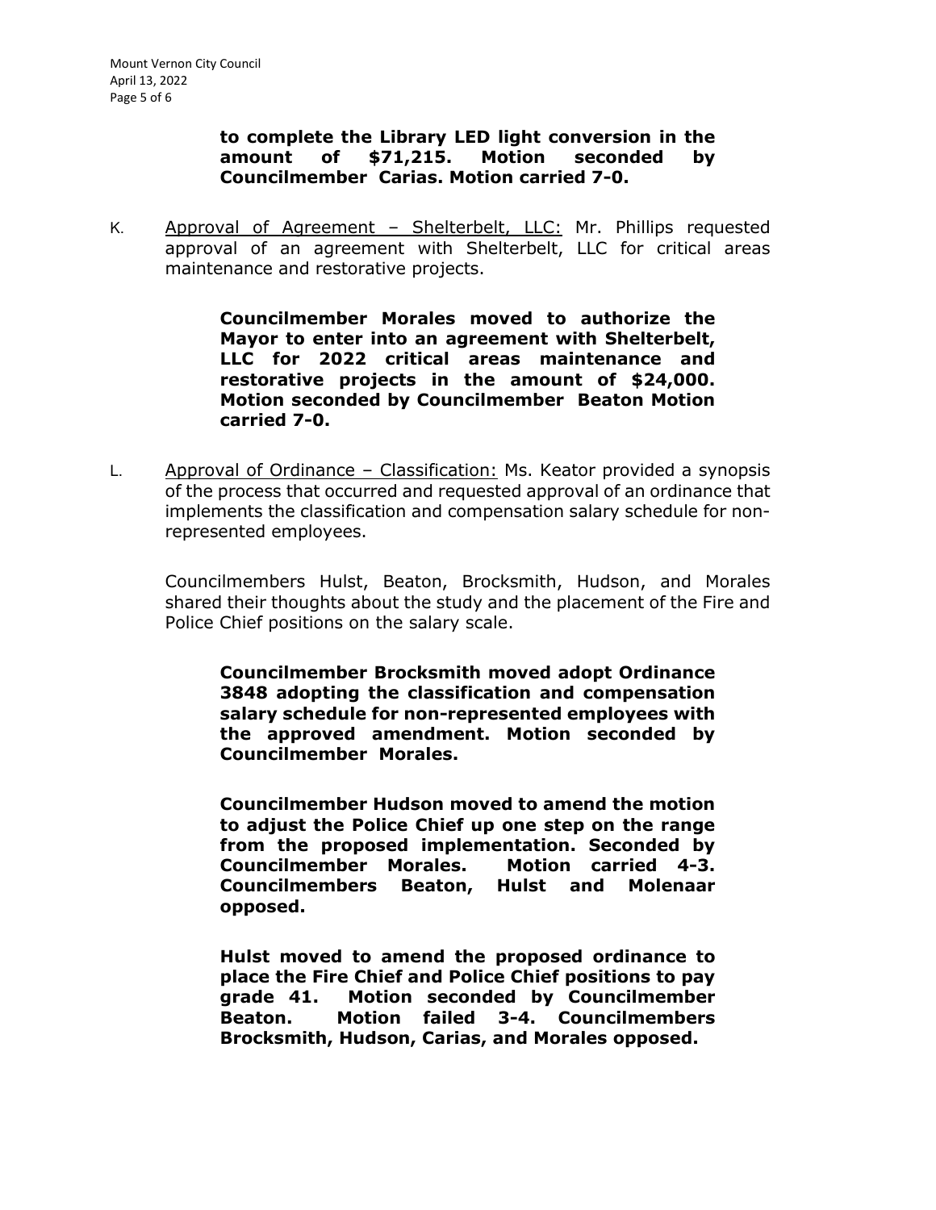**to complete the Library LED light conversion in the amount of $71,215. Motion seconded by Councilmember Carias. Motion carried 7-0.**

K. Approval of Agreement – Shelterbelt, LLC: Mr. Phillips requested approval of an agreement with Shelterbelt, LLC for critical areas maintenance and restorative projects.

> **Councilmember Morales moved to authorize the Mayor to enter into an agreement with Shelterbelt, LLC for 2022 critical areas maintenance and restorative projects in the amount of $24,000. Motion seconded by Councilmember Beaton Motion carried 7-0.**

L. Approval of Ordinance – Classification: Ms. Keator provided a synopsis of the process that occurred and requested approval of an ordinance that implements the classification and compensation salary schedule for non-represented employees.

Councilmembers Hulst, Beaton, Brocksmith, Hudson, and Morales shared their thoughts about the study and the placement of the Fire and Police Chief positions on the salary scale.

> **Councilmember Brocksmith moved adopt Ordinance 3848 adopting the classification and compensation salary schedule for non-represented employees with the approved amendment. Motion seconded by Councilmember Morales.**
>
> **Councilmember Hudson moved to amend the motion to adjust the Police Chief up one step on the range from the proposed implementation. Seconded by Councilmember Morales. Motion carried 4-3. Councilmembers Beaton, Hulst and Molenaar opposed.**
>
> **Hulst moved to amend the proposed ordinance to place the Fire Chief and Police Chief positions to pay grade 41. Motion seconded by Councilmember Beaton. Motion failed 3-4. Councilmembers Brocksmith, Hudson, Carias, and Morales opposed.**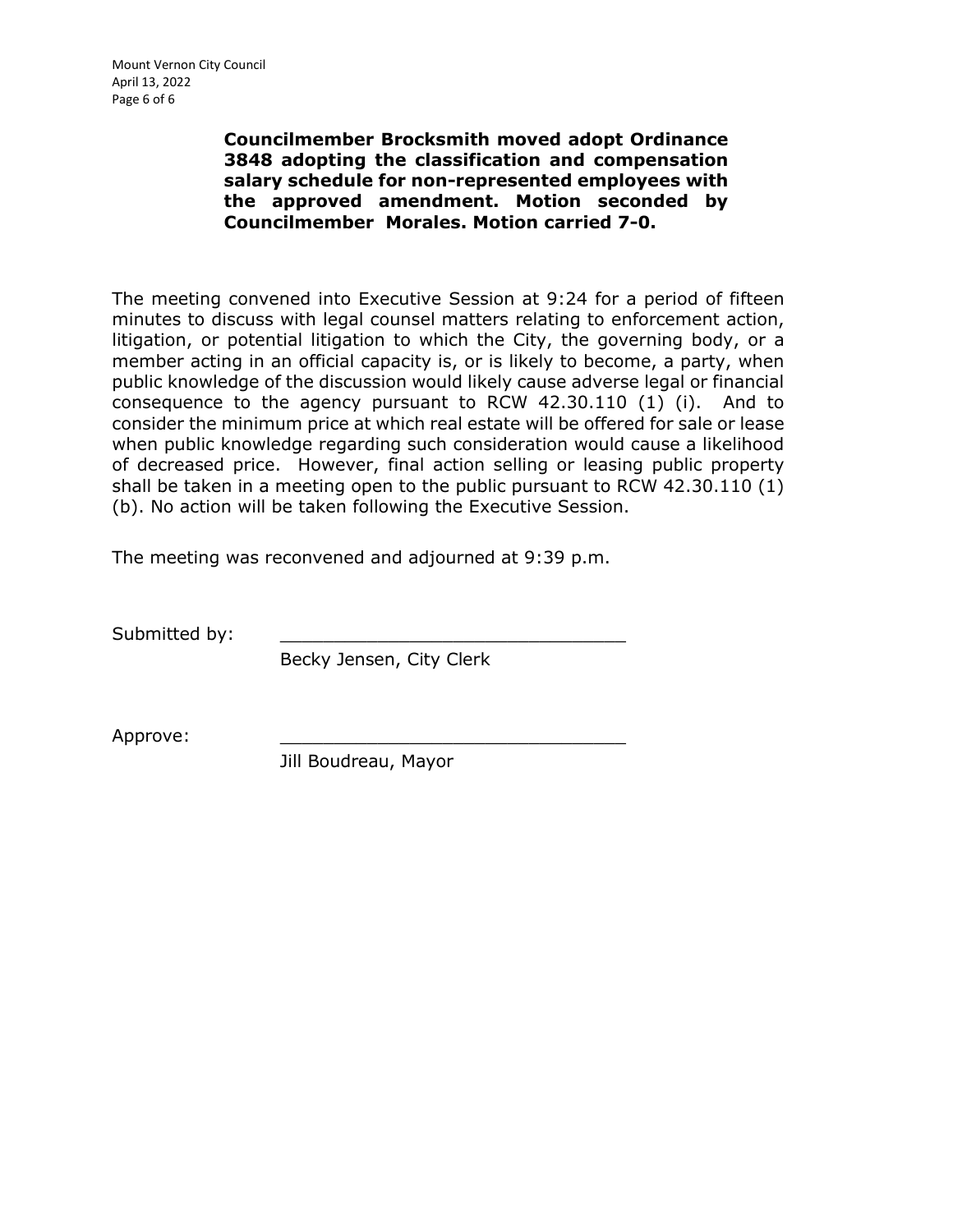**Councilmember Brocksmith moved adopt Ordinance 3848 adopting the classification and compensation salary schedule for non-represented employees with the approved amendment. Motion seconded by Councilmember Morales. Motion carried 7-0.**

The meeting convened into Executive Session at 9:24 for a period of fifteen minutes to discuss with legal counsel matters relating to enforcement action, litigation, or potential litigation to which the City, the governing body, or a member acting in an official capacity is, or is likely to become, a party, when public knowledge of the discussion would likely cause adverse legal or financial consequence to the agency pursuant to RCW 42.30.110 (1) (i). And to consider the minimum price at which real estate will be offered for sale or lease when public knowledge regarding such consideration would cause a likelihood of decreased price. However, final action selling or leasing public property shall be taken in a meeting open to the public pursuant to RCW 42.30.110 (1) (b). No action will be taken following the Executive Session.

The meeting was reconvened and adjourned at 9:39 p.m.

Submitted by: ______________________________
Becky Jensen, City Clerk

Approve: ______________________________
Jill Boudreau, Mayor